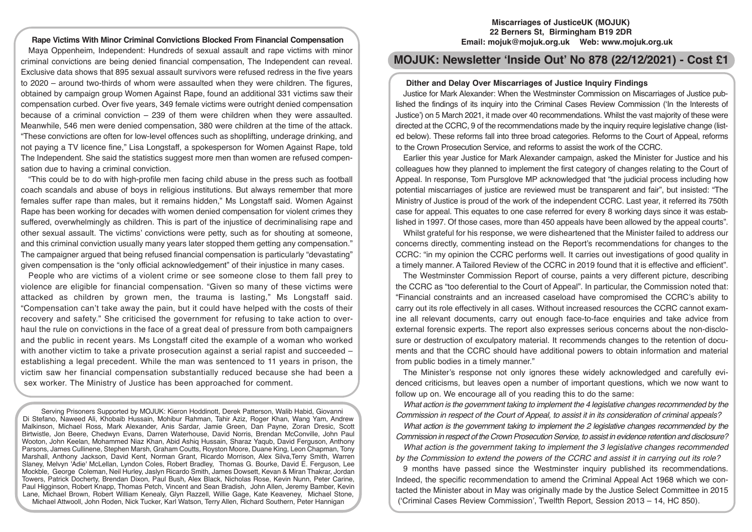**Miscarriages of JusticeUK (MOJUK)**
**22 Berners St, Birmingham B19 2DR**
**Email: mojuk@mojuk.org.uk Web: www.mojuk.org.uk**

# MOJUK: Newsletter 'Inside Out' No 878 (22/12/2021) - Cost £1

## Rape Victims With Minor Criminal Convictions Blocked From Financial Compensation

Maya Oppenheim, Independent: Hundreds of sexual assault and rape victims with minor criminal convictions are being denied financial compensation, The Independent can reveal. Exclusive data shows that 895 sexual assault survivors were refused redress in the five years to 2020 – around two-thirds of whom were assaulted when they were children. The figures, obtained by campaign group Women Against Rape, found an additional 331 victims saw their compensation curbed. Over five years, 349 female victims were outright denied compensation because of a criminal conviction – 239 of them were children when they were assaulted. Meanwhile, 546 men were denied compensation, 380 were children at the time of the attack. "These convictions are often for low-level offences such as shoplifting, underage drinking, and not paying a TV licence fine," Lisa Longstaff, a spokesperson for Women Against Rape, told The Independent. She said the statistics suggest more men than women are refused compensation due to having a criminal conviction.

"This could be to do with high-profile men facing child abuse in the press such as football coach scandals and abuse of boys in religious institutions. But always remember that more females suffer rape than males, but it remains hidden," Ms Longstaff said. Women Against Rape has been working for decades with women denied compensation for violent crimes they suffered, overwhelmingly as children. This is part of the injustice of decriminalising rape and other sexual assault. The victims' convictions were petty, such as for shouting at someone, and this criminal conviction usually many years later stopped them getting any compensation." The campaigner argued that being refused financial compensation is particularly "devastating" given compensation is the "only official acknowledgement" of their injustice in many cases.

People who are victims of a violent crime or see someone close to them fall prey to violence are eligible for financial compensation. "Given so many of these victims were attacked as children by grown men, the trauma is lasting," Ms Longstaff said. "Compensation can't take away the pain, but it could have helped with the costs of their recovery and safety." She criticised the government for refusing to take action to overhaul the rule on convictions in the face of a great deal of pressure from both campaigners and the public in recent years. Ms Longstaff cited the example of a woman who worked with another victim to take a private prosecution against a serial rapist and succeeded – establishing a legal precedent. While the man was sentenced to 11 years in prison, the victim saw her financial compensation substantially reduced because she had been a sex worker. The Ministry of Justice has been approached for comment.

Serving Prisoners Supported by MOJUK: Kieron Hoddinott, Derek Patterson, Walib Habid, Giovanni Di Stefano, Naweed Ali, Khobaib Hussain, Mohibur Rahman, Tahir Aziz, Roger Khan, Wang Yam, Andrew Malkinson, Michael Ross, Mark Alexander, Anis Sardar, Jamie Green, Dan Payne, Zoran Dresic, Scott Birtwistle, Jon Beere, Chedwyn Evans, Darren Waterhouse, David Norris, Brendan McConville, John Paul Wooton, John Keelan, Mohammed Niaz Khan, Abid Ashiq Hussain, Sharaz Yaqub, David Ferguson, Anthony Parsons, James Cullinene, Stephen Marsh, Graham Coutts, Royston Moore, Duane King, Leon Chapman, Tony Marshall, Anthony Jackson, David Kent, Norman Grant, Ricardo Morrison, Alex Silva,Terry Smith, Warren Slaney, Melvyn 'Adie' McLellan, Lyndon Coles, Robert Bradley, Thomas G. Bourke, David E. Ferguson, Lee Mockble, George Coleman, Neil Hurley, Jaslyn Ricardo Smith, James Dowsett, Kevan & Miran Thakrar, Jordan Towers, Patrick Docherty, Brendan Dixon, Paul Bush, Alex Black, Nicholas Rose, Kevin Nunn, Peter Carine, Paul Higginson, Robert Knapp, Thomas Petch, Vincent and Sean Bradish, John Allen, Jeremy Bamber, Kevin Lane, Michael Brown, Robert William Kenealy, Glyn Razzell, Willie Gage, Kate Keaveney, Michael Stone, Michael Attwooll, John Roden, Nick Tucker, Karl Watson, Terry Allen, Richard Southern, Peter Hannigan

## Dither and Delay Over Miscarriages of Justice Inquiry Findings

Justice for Mark Alexander: When the Westminster Commission on Miscarriages of Justice published the findings of its inquiry into the Criminal Cases Review Commission ('In the Interests of Justice') on 5 March 2021, it made over 40 recommendations. Whilst the vast majority of these were directed at the CCRC, 9 of the recommendations made by the inquiry require legislative change (listed below). These reforms fall into three broad categories. Reforms to the Court of Appeal, reforms to the Crown Prosecution Service, and reforms to assist the work of the CCRC.

Earlier this year Justice for Mark Alexander campaign, asked the Minister for Justice and his colleagues how they planned to implement the first category of changes relating to the Court of Appeal. In response, Tom Pursglove MP acknowledged that "the judicial process including how potential miscarriages of justice are reviewed must be transparent and fair", but insisted: "The Ministry of Justice is proud of the work of the independent CCRC. Last year, it referred its 750th case for appeal. This equates to one case referred for every 8 working days since it was established in 1997. Of those cases, more than 450 appeals have been allowed by the appeal courts".

Whilst grateful for his response, we were disheartened that the Minister failed to address our concerns directly, commenting instead on the Report's recommendations for changes to the CCRC: "in my opinion the CCRC performs well. It carries out investigations of good quality in a timely manner. A Tailored Review of the CCRC in 2019 found that it is effective and efficient".

The Westminster Commission Report of course, paints a very different picture, describing the CCRC as "too deferential to the Court of Appeal". In particular, the Commission noted that: "Financial constraints and an increased caseload have compromised the CCRC's ability to carry out its role effectively in all cases. Without increased resources the CCRC cannot examine all relevant documents, carry out enough face-to-face enquiries and take advice from external forensic experts. The report also expresses serious concerns about the non-disclosure or destruction of exculpatory material. It recommends changes to the retention of documents and that the CCRC should have additional powers to obtain information and material from public bodies in a timely manner."

The Minister's response not only ignores these widely acknowledged and carefully evidenced criticisms, but leaves open a number of important questions, which we now want to follow up on. We encourage all of you reading this to do the same:

*What action is the government taking to implement the 4 legislative changes recommended by the Commission in respect of the Court of Appeal, to assist it in its consideration of criminal appeals?*

*What action is the government taking to implement the 2 legislative changes recommended by the Commission in respect of the Crown Prosecution Service, to assist in evidence retention and disclosure?*

*What action is the government taking to implement the 3 legislative changes recommended by the Commission to extend the powers of the CCRC and assist it in carrying out its role?*

9 months have passed since the Westminster inquiry published its recommendations. Indeed, the specific recommendation to amend the Criminal Appeal Act 1968 which we contacted the Minister about in May was originally made by the Justice Select Committee in 2015 ('Criminal Cases Review Commission', Twelfth Report, Session 2013 – 14, HC 850).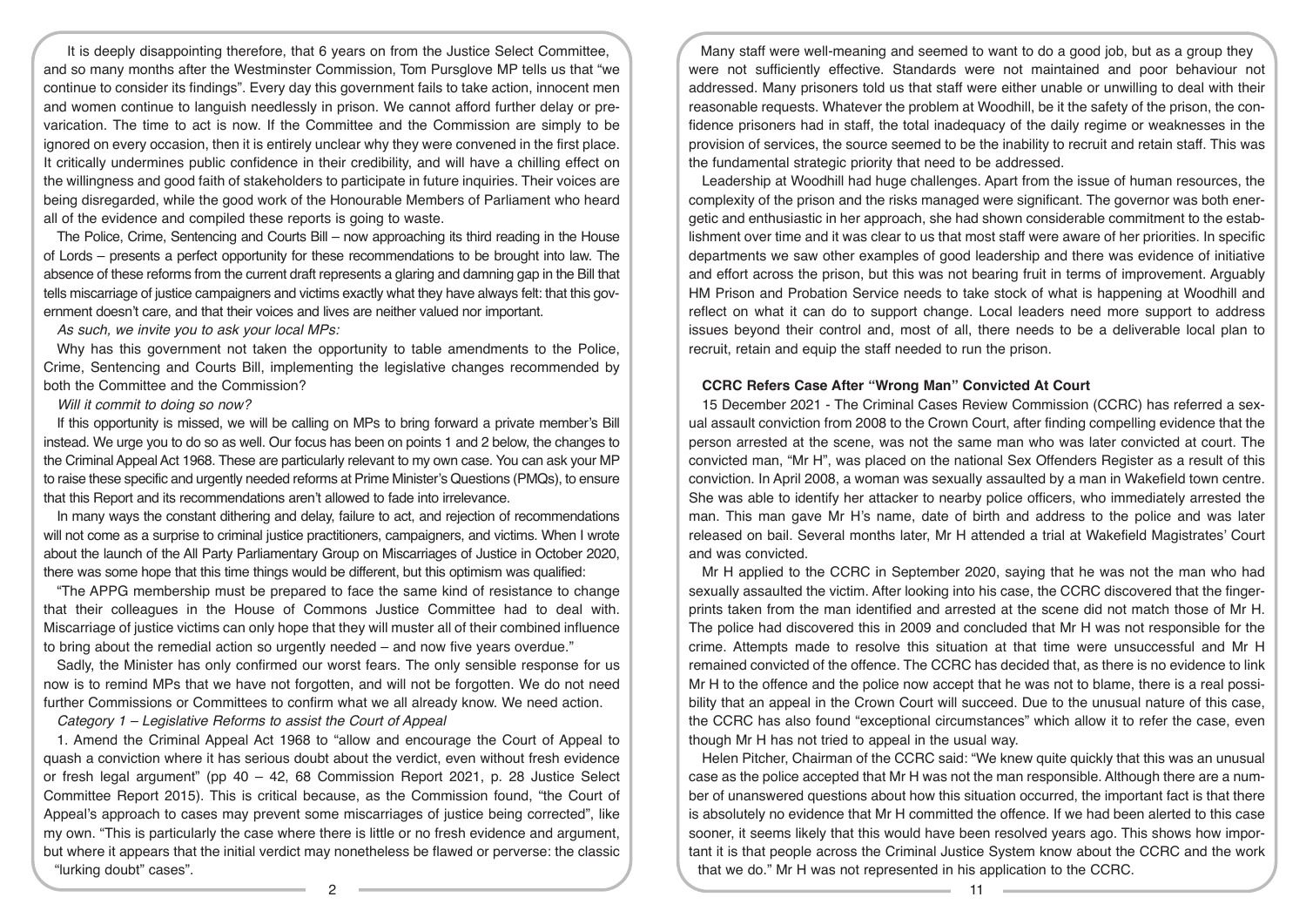It is deeply disappointing therefore, that 6 years on from the Justice Select Committee, and so many months after the Westminster Commission, Tom Pursglove MP tells us that "we continue to consider its findings". Every day this government fails to take action, innocent men and women continue to languish needlessly in prison. We cannot afford further delay or prevarication. The time to act is now. If the Committee and the Commission are simply to be ignored on every occasion, then it is entirely unclear why they were convened in the first place. It critically undermines public confidence in their credibility, and will have a chilling effect on the willingness and good faith of stakeholders to participate in future inquiries. Their voices are being disregarded, while the good work of the Honourable Members of Parliament who heard all of the evidence and compiled these reports is going to waste.

The Police, Crime, Sentencing and Courts Bill – now approaching its third reading in the House of Lords – presents a perfect opportunity for these recommendations to be brought into law. The absence of these reforms from the current draft represents a glaring and damning gap in the Bill that tells miscarriage of justice campaigners and victims exactly what they have always felt: that this government doesn't care, and that their voices and lives are neither valued nor important.

*As such, we invite you to ask your local MPs:*

Why has this government not taken the opportunity to table amendments to the Police, Crime, Sentencing and Courts Bill, implementing the legislative changes recommended by both the Committee and the Commission?

*Will it commit to doing so now?*

If this opportunity is missed, we will be calling on MPs to bring forward a private member's Bill instead. We urge you to do so as well. Our focus has been on points 1 and 2 below, the changes to the Criminal Appeal Act 1968. These are particularly relevant to my own case. You can ask your MP to raise these specific and urgently needed reforms at Prime Minister's Questions (PMQs), to ensure that this Report and its recommendations aren't allowed to fade into irrelevance.

In many ways the constant dithering and delay, failure to act, and rejection of recommendations will not come as a surprise to criminal justice practitioners, campaigners, and victims. When I wrote about the launch of the All Party Parliamentary Group on Miscarriages of Justice in October 2020, there was some hope that this time things would be different, but this optimism was qualified:

"The APPG membership must be prepared to face the same kind of resistance to change that their colleagues in the House of Commons Justice Committee had to deal with. Miscarriage of justice victims can only hope that they will muster all of their combined influence to bring about the remedial action so urgently needed – and now five years overdue."

Sadly, the Minister has only confirmed our worst fears. The only sensible response for us now is to remind MPs that we have not forgotten, and will not be forgotten. We do not need further Commissions or Committees to confirm what we all already know. We need action.

*Category 1 – Legislative Reforms to assist the Court of Appeal*

1. Amend the Criminal Appeal Act 1968 to "allow and encourage the Court of Appeal to quash a conviction where it has serious doubt about the verdict, even without fresh evidence or fresh legal argument" (pp 40 – 42, 68 Commission Report 2021, p. 28 Justice Select Committee Report 2015). This is critical because, as the Commission found, "the Court of Appeal's approach to cases may prevent some miscarriages of justice being corrected", like my own. "This is particularly the case where there is little or no fresh evidence and argument, but where it appears that the initial verdict may nonetheless be flawed or perverse: the classic "lurking doubt" cases".

Many staff were well-meaning and seemed to want to do a good job, but as a group they were not sufficiently effective. Standards were not maintained and poor behaviour not addressed. Many prisoners told us that staff were either unable or unwilling to deal with their reasonable requests. Whatever the problem at Woodhill, be it the safety of the prison, the confidence prisoners had in staff, the total inadequacy of the daily regime or weaknesses in the provision of services, the source seemed to be the inability to recruit and retain staff. This was the fundamental strategic priority that need to be addressed.

Leadership at Woodhill had huge challenges. Apart from the issue of human resources, the complexity of the prison and the risks managed were significant. The governor was both energetic and enthusiastic in her approach, she had shown considerable commitment to the establishment over time and it was clear to us that most staff were aware of her priorities. In specific departments we saw other examples of good leadership and there was evidence of initiative and effort across the prison, but this was not bearing fruit in terms of improvement. Arguably HM Prison and Probation Service needs to take stock of what is happening at Woodhill and reflect on what it can do to support change. Local leaders need more support to address issues beyond their control and, most of all, there needs to be a deliverable local plan to recruit, retain and equip the staff needed to run the prison.

### CCRC Refers Case After "Wrong Man" Convicted At Court

15 December 2021 - The Criminal Cases Review Commission (CCRC) has referred a sexual assault conviction from 2008 to the Crown Court, after finding compelling evidence that the person arrested at the scene, was not the same man who was later convicted at court. The convicted man, "Mr H", was placed on the national Sex Offenders Register as a result of this conviction. In April 2008, a woman was sexually assaulted by a man in Wakefield town centre. She was able to identify her attacker to nearby police officers, who immediately arrested the man. This man gave Mr H's name, date of birth and address to the police and was later released on bail. Several months later, Mr H attended a trial at Wakefield Magistrates' Court and was convicted.

Mr H applied to the CCRC in September 2020, saying that he was not the man who had sexually assaulted the victim. After looking into his case, the CCRC discovered that the fingerprints taken from the man identified and arrested at the scene did not match those of Mr H. The police had discovered this in 2009 and concluded that Mr H was not responsible for the crime. Attempts made to resolve this situation at that time were unsuccessful and Mr H remained convicted of the offence. The CCRC has decided that, as there is no evidence to link Mr H to the offence and the police now accept that he was not to blame, there is a real possibility that an appeal in the Crown Court will succeed. Due to the unusual nature of this case, the CCRC has also found "exceptional circumstances" which allow it to refer the case, even though Mr H has not tried to appeal in the usual way.

Helen Pitcher, Chairman of the CCRC said: "We knew quite quickly that this was an unusual case as the police accepted that Mr H was not the man responsible. Although there are a number of unanswered questions about how this situation occurred, the important fact is that there is absolutely no evidence that Mr H committed the offence. If we had been alerted to this case sooner, it seems likely that this would have been resolved years ago. This shows how important it is that people across the Criminal Justice System know about the CCRC and the work that we do." Mr H was not represented in his application to the CCRC.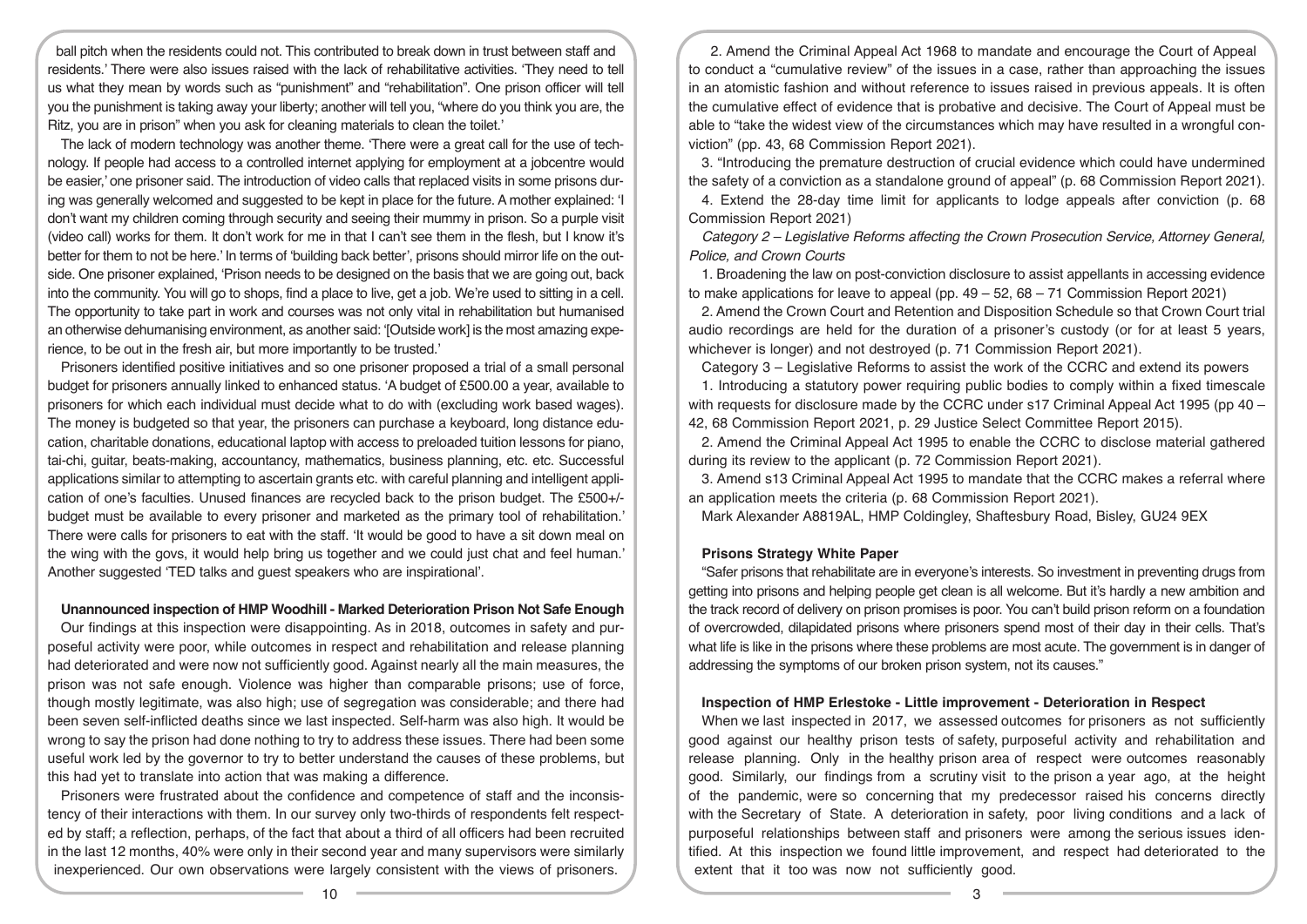ball pitch when the residents could not. This contributed to break down in trust between staff and residents.' There were also issues raised with the lack of rehabilitative activities. 'They need to tell us what they mean by words such as "punishment" and "rehabilitation". One prison officer will tell you the punishment is taking away your liberty; another will tell you, "where do you think you are, the Ritz, you are in prison" when you ask for cleaning materials to clean the toilet.'

The lack of modern technology was another theme. 'There were a great call for the use of technology. If people had access to a controlled internet applying for employment at a jobcentre would be easier,' one prisoner said. The introduction of video calls that replaced visits in some prisons during was generally welcomed and suggested to be kept in place for the future. A mother explained: 'I don't want my children coming through security and seeing their mummy in prison. So a purple visit (video call) works for them. It don't work for me in that I can't see them in the flesh, but I know it's better for them to not be here.' In terms of 'building back better', prisons should mirror life on the outside. One prisoner explained, 'Prison needs to be designed on the basis that we are going out, back into the community. You will go to shops, find a place to live, get a job. We're used to sitting in a cell. The opportunity to take part in work and courses was not only vital in rehabilitation but humanised an otherwise dehumanising environment, as another said: '[Outside work] is the most amazing experience, to be out in the fresh air, but more importantly to be trusted.'

Prisoners identified positive initiatives and so one prisoner proposed a trial of a small personal budget for prisoners annually linked to enhanced status. 'A budget of £500.00 a year, available to prisoners for which each individual must decide what to do with (excluding work based wages). The money is budgeted so that year, the prisoners can purchase a keyboard, long distance education, charitable donations, educational laptop with access to preloaded tuition lessons for piano, tai-chi, guitar, beats-making, accountancy, mathematics, business planning, etc. etc. Successful applications similar to attempting to ascertain grants etc. with careful planning and intelligent application of one's faculties. Unused finances are recycled back to the prison budget. The £500+/- budget must be available to every prisoner and marketed as the primary tool of rehabilitation.' There were calls for prisoners to eat with the staff. 'It would be good to have a sit down meal on the wing with the govs, it would help bring us together and we could just chat and feel human.' Another suggested 'TED talks and guest speakers who are inspirational'.

**Unannounced inspection of HMP Woodhill - Marked Deterioration Prison Not Safe Enough**

Our findings at this inspection were disappointing. As in 2018, outcomes in safety and purposeful activity were poor, while outcomes in respect and rehabilitation and release planning had deteriorated and were now not sufficiently good. Against nearly all the main measures, the prison was not safe enough. Violence was higher than comparable prisons; use of force, though mostly legitimate, was also high; use of segregation was considerable; and there had been seven self-inflicted deaths since we last inspected. Self-harm was also high. It would be wrong to say the prison had done nothing to try to address these issues. There had been some useful work led by the governor to try to better understand the causes of these problems, but this had yet to translate into action that was making a difference.

Prisoners were frustrated about the confidence and competence of staff and the inconsistency of their interactions with them. In our survey only two-thirds of respondents felt respected by staff; a reflection, perhaps, of the fact that about a third of all officers had been recruited in the last 12 months, 40% were only in their second year and many supervisors were similarly inexperienced. Our own observations were largely consistent with the views of prisoners.

2. Amend the Criminal Appeal Act 1968 to mandate and encourage the Court of Appeal to conduct a "cumulative review" of the issues in a case, rather than approaching the issues in an atomistic fashion and without reference to issues raised in previous appeals. It is often the cumulative effect of evidence that is probative and decisive. The Court of Appeal must be able to "take the widest view of the circumstances which may have resulted in a wrongful conviction" (pp. 43, 68 Commission Report 2021).

3. "Introducing the premature destruction of crucial evidence which could have undermined the safety of a conviction as a standalone ground of appeal" (p. 68 Commission Report 2021).

4. Extend the 28-day time limit for applicants to lodge appeals after conviction (p. 68 Commission Report 2021)

*Category 2 – Legislative Reforms affecting the Crown Prosecution Service, Attorney General, Police, and Crown Courts*

1. Broadening the law on post-conviction disclosure to assist appellants in accessing evidence to make applications for leave to appeal (pp. 49 – 52, 68 – 71 Commission Report 2021)

2. Amend the Crown Court and Retention and Disposition Schedule so that Crown Court trial audio recordings are held for the duration of a prisoner's custody (or for at least 5 years, whichever is longer) and not destroyed (p. 71 Commission Report 2021).

Category 3 – Legislative Reforms to assist the work of the CCRC and extend its powers

1. Introducing a statutory power requiring public bodies to comply within a fixed timescale with requests for disclosure made by the CCRC under s17 Criminal Appeal Act 1995 (pp 40 – 42, 68 Commission Report 2021, p. 29 Justice Select Committee Report 2015).

2. Amend the Criminal Appeal Act 1995 to enable the CCRC to disclose material gathered during its review to the applicant (p. 72 Commission Report 2021).

3. Amend s13 Criminal Appeal Act 1995 to mandate that the CCRC makes a referral where an application meets the criteria (p. 68 Commission Report 2021).

Mark Alexander A8819AL, HMP Coldingley, Shaftesbury Road, Bisley, GU24 9EX

**Prisons Strategy White Paper**

"Safer prisons that rehabilitate are in everyone's interests. So investment in preventing drugs from getting into prisons and helping people get clean is all welcome. But it's hardly a new ambition and the track record of delivery on prison promises is poor. You can't build prison reform on a foundation of overcrowded, dilapidated prisons where prisoners spend most of their day in their cells. That's what life is like in the prisons where these problems are most acute. The government is in danger of addressing the symptoms of our broken prison system, not its causes."

**Inspection of HMP Erlestoke - Little improvement - Deterioration in Respect**

When we last inspected in 2017, we assessed outcomes for prisoners as not sufficiently good against our healthy prison tests of safety, purposeful activity and rehabilitation and release planning. Only in the healthy prison area of respect were outcomes reasonably good. Similarly, our findings from a scrutiny visit to the prison a year ago, at the height of the pandemic, were so concerning that my predecessor raised his concerns directly with the Secretary of State. A deterioration in safety, poor living conditions and a lack of purposeful relationships between staff and prisoners were among the serious issues identified. At this inspection we found little improvement, and respect had deteriorated to the extent that it too was now not sufficiently good.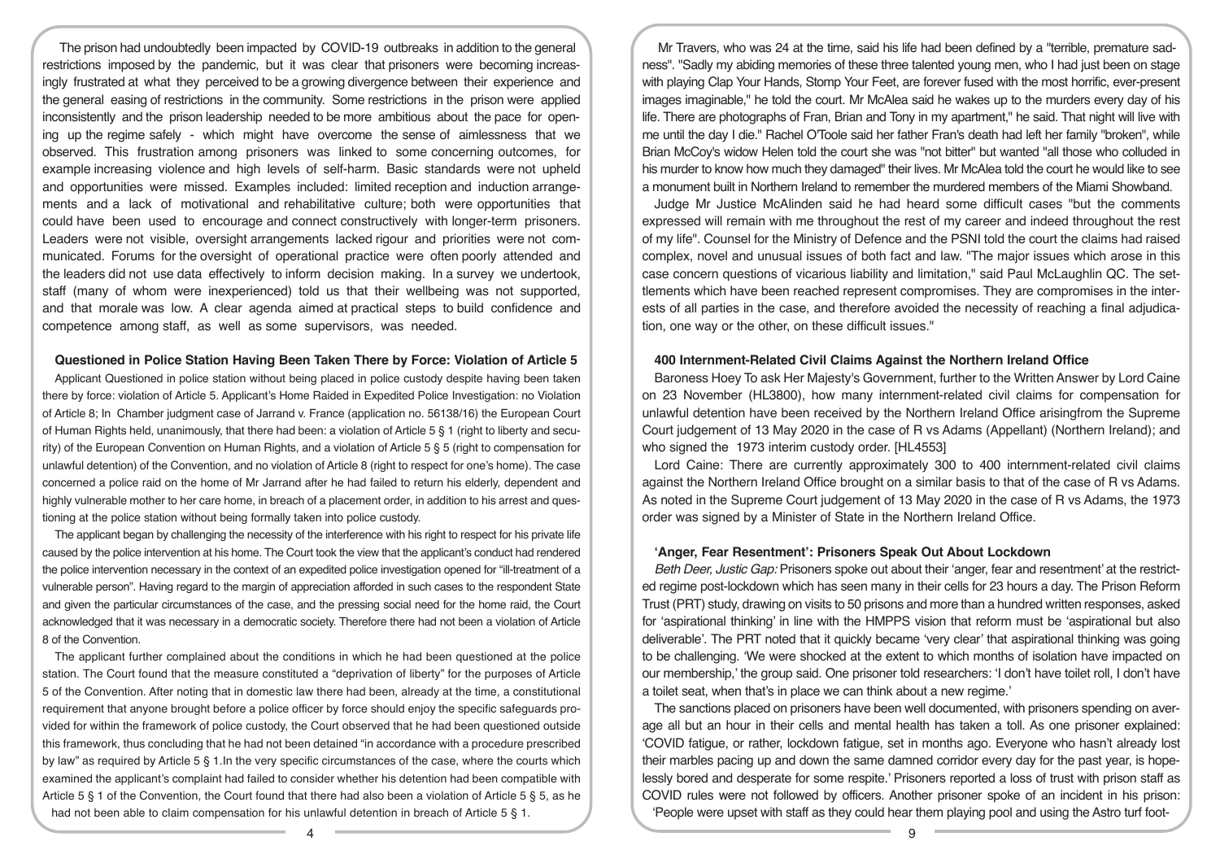The prison had undoubtedly been impacted by COVID-19 outbreaks in addition to the general restrictions imposed by the pandemic, but it was clear that prisoners were becoming increasingly frustrated at what they perceived to be a growing divergence between their experience and the general easing of restrictions in the community. Some restrictions in the prison were applied inconsistently and the prison leadership needed to be more ambitious about the pace for opening up the regime safely - which might have overcome the sense of aimlessness that we observed. This frustration among prisoners was linked to some concerning outcomes, for example increasing violence and high levels of self-harm. Basic standards were not upheld and opportunities were missed. Examples included: limited reception and induction arrangements and a lack of motivational and rehabilitative culture; both were opportunities that could have been used to encourage and connect constructively with longer-term prisoners. Leaders were not visible, oversight arrangements lacked rigour and priorities were not communicated. Forums for the oversight of operational practice were often poorly attended and the leaders did not use data effectively to inform decision making. In a survey we undertook, staff (many of whom were inexperienced) told us that their wellbeing was not supported, and that morale was low. A clear agenda aimed at practical steps to build confidence and competence among staff, as well as some supervisors, was needed.

## Questioned in Police Station Having Been Taken There by Force: Violation of Article 5

Applicant Questioned in police station without being placed in police custody despite having been taken there by force: violation of Article 5. Applicant's Home Raided in Expedited Police Investigation: no Violation of Article 8; In Chamber judgment case of Jarrand v. France (application no. 56138/16) the European Court of Human Rights held, unanimously, that there had been: a violation of Article 5 § 1 (right to liberty and security) of the European Convention on Human Rights, and a violation of Article 5 § 5 (right to compensation for unlawful detention) of the Convention, and no violation of Article 8 (right to respect for one's home). The case concerned a police raid on the home of Mr Jarrand after he had failed to return his elderly, dependent and highly vulnerable mother to her care home, in breach of a placement order, in addition to his arrest and questioning at the police station without being formally taken into police custody.

The applicant began by challenging the necessity of the interference with his right to respect for his private life caused by the police intervention at his home. The Court took the view that the applicant's conduct had rendered the police intervention necessary in the context of an expedited police investigation opened for "ill-treatment of a vulnerable person". Having regard to the margin of appreciation afforded in such cases to the respondent State and given the particular circumstances of the case, and the pressing social need for the home raid, the Court acknowledged that it was necessary in a democratic society. Therefore there had not been a violation of Article 8 of the Convention.

The applicant further complained about the conditions in which he had been questioned at the police station. The Court found that the measure constituted a "deprivation of liberty" for the purposes of Article 5 of the Convention. After noting that in domestic law there had been, already at the time, a constitutional requirement that anyone brought before a police officer by force should enjoy the specific safeguards provided for within the framework of police custody, the Court observed that he had been questioned outside this framework, thus concluding that he had not been detained "in accordance with a procedure prescribed by law" as required by Article 5 § 1.In the very specific circumstances of the case, where the courts which examined the applicant's complaint had failed to consider whether his detention had been compatible with Article 5 § 1 of the Convention, the Court found that there had also been a violation of Article 5 § 5, as he had not been able to claim compensation for his unlawful detention in breach of Article 5 § 1.

Mr Travers, who was 24 at the time, said his life had been defined by a "terrible, premature sadness". "Sadly my abiding memories of these three talented young men, who I had just been on stage with playing Clap Your Hands, Stomp Your Feet, are forever fused with the most horrific, ever-present images imaginable," he told the court. Mr McAlea said he wakes up to the murders every day of his life. There are photographs of Fran, Brian and Tony in my apartment," he said. That night will live with me until the day I die." Rachel O'Toole said her father Fran's death had left her family "broken", while Brian McCoy's widow Helen told the court she was "not bitter" but wanted "all those who colluded in his murder to know how much they damaged" their lives. Mr McAlea told the court he would like to see a monument built in Northern Ireland to remember the murdered members of the Miami Showband.

Judge Mr Justice McAlinden said he had heard some difficult cases "but the comments expressed will remain with me throughout the rest of my career and indeed throughout the rest of my life". Counsel for the Ministry of Defence and the PSNI told the court the claims had raised complex, novel and unusual issues of both fact and law. "The major issues which arose in this case concern questions of vicarious liability and limitation," said Paul McLaughlin QC. The settlements which have been reached represent compromises. They are compromises in the interests of all parties in the case, and therefore avoided the necessity of reaching a final adjudication, one way or the other, on these difficult issues."

## 400 Internment-Related Civil Claims Against the Northern Ireland Office

Baroness Hoey To ask Her Majesty's Government, further to the Written Answer by Lord Caine on 23 November (HL3800), how many internment-related civil claims for compensation for unlawful detention have been received by the Northern Ireland Office arisingfrom the Supreme Court judgement of 13 May 2020 in the case of R vs Adams (Appellant) (Northern Ireland); and who signed the 1973 interim custody order. [HL4553]

Lord Caine: There are currently approximately 300 to 400 internment-related civil claims against the Northern Ireland Office brought on a similar basis to that of the case of R vs Adams. As noted in the Supreme Court judgement of 13 May 2020 in the case of R vs Adams, the 1973 order was signed by a Minister of State in the Northern Ireland Office.

## 'Anger, Fear Resentment': Prisoners Speak Out About Lockdown

*Beth Deer, Justic Gap:* Prisoners spoke out about their 'anger, fear and resentment' at the restricted regime post-lockdown which has seen many in their cells for 23 hours a day. The Prison Reform Trust (PRT) study, drawing on visits to 50 prisons and more than a hundred written responses, asked for 'aspirational thinking' in line with the HMPPS vision that reform must be 'aspirational but also deliverable'. The PRT noted that it quickly became 'very clear' that aspirational thinking was going to be challenging. 'We were shocked at the extent to which months of isolation have impacted on our membership,' the group said. One prisoner told researchers: 'I don't have toilet roll, I don't have a toilet seat, when that's in place we can think about a new regime.'

The sanctions placed on prisoners have been well documented, with prisoners spending on average all but an hour in their cells and mental health has taken a toll. As one prisoner explained: 'COVID fatigue, or rather, lockdown fatigue, set in months ago. Everyone who hasn't already lost their marbles pacing up and down the same damned corridor every day for the past year, is hopelessly bored and desperate for some respite.' Prisoners reported a loss of trust with prison staff as COVID rules were not followed by officers. Another prisoner spoke of an incident in his prison: 'People were upset with staff as they could hear them playing pool and using the Astro turf foot-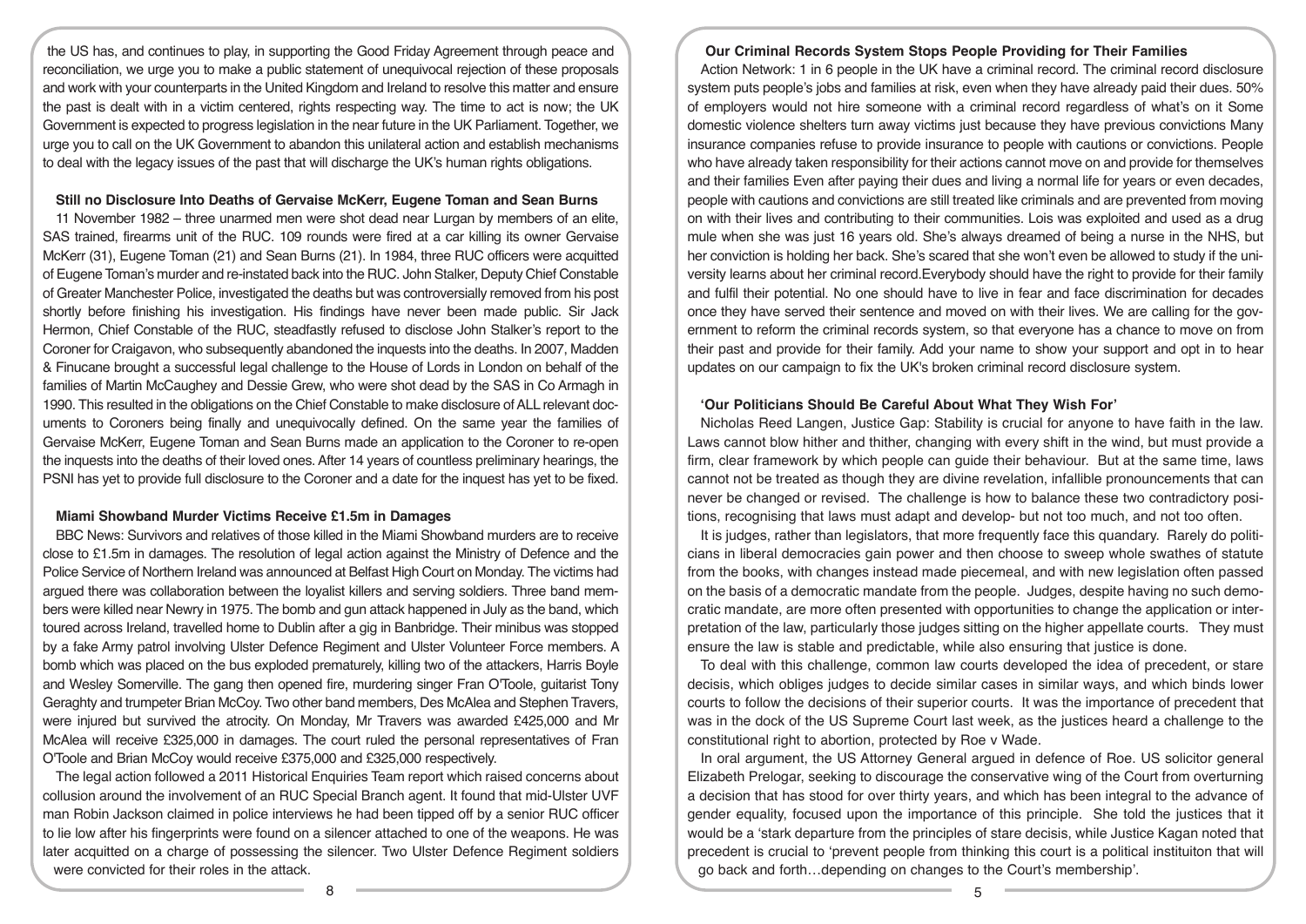the US has, and continues to play, in supporting the Good Friday Agreement through peace and reconciliation, we urge you to make a public statement of unequivocal rejection of these proposals and work with your counterparts in the United Kingdom and Ireland to resolve this matter and ensure the past is dealt with in a victim centered, rights respecting way. The time to act is now; the UK Government is expected to progress legislation in the near future in the UK Parliament. Together, we urge you to call on the UK Government to abandon this unilateral action and establish mechanisms to deal with the legacy issues of the past that will discharge the UK's human rights obligations.

### Still no Disclosure Into Deaths of Gervaise McKerr, Eugene Toman and Sean Burns

11 November 1982 – three unarmed men were shot dead near Lurgan by members of an elite, SAS trained, firearms unit of the RUC. 109 rounds were fired at a car killing its owner Gervaise McKerr (31), Eugene Toman (21) and Sean Burns (21). In 1984, three RUC officers were acquitted of Eugene Toman's murder and re-instated back into the RUC. John Stalker, Deputy Chief Constable of Greater Manchester Police, investigated the deaths but was controversially removed from his post shortly before finishing his investigation. His findings have never been made public. Sir Jack Hermon, Chief Constable of the RUC, steadfastly refused to disclose John Stalker's report to the Coroner for Craigavon, who subsequently abandoned the inquests into the deaths. In 2007, Madden & Finucane brought a successful legal challenge to the House of Lords in London on behalf of the families of Martin McCaughey and Dessie Grew, who were shot dead by the SAS in Co Armagh in 1990. This resulted in the obligations on the Chief Constable to make disclosure of ALL relevant documents to Coroners being finally and unequivocally defined. On the same year the families of Gervaise McKerr, Eugene Toman and Sean Burns made an application to the Coroner to re-open the inquests into the deaths of their loved ones. After 14 years of countless preliminary hearings, the PSNI has yet to provide full disclosure to the Coroner and a date for the inquest has yet to be fixed.

### Miami Showband Murder Victims Receive £1.5m in Damages

BBC News: Survivors and relatives of those killed in the Miami Showband murders are to receive close to £1.5m in damages. The resolution of legal action against the Ministry of Defence and the Police Service of Northern Ireland was announced at Belfast High Court on Monday. The victims had argued there was collaboration between the loyalist killers and serving soldiers. Three band members were killed near Newry in 1975. The bomb and gun attack happened in July as the band, which toured across Ireland, travelled home to Dublin after a gig in Banbridge. Their minibus was stopped by a fake Army patrol involving Ulster Defence Regiment and Ulster Volunteer Force members. A bomb which was placed on the bus exploded prematurely, killing two of the attackers, Harris Boyle and Wesley Somerville. The gang then opened fire, murdering singer Fran O'Toole, guitarist Tony Geraghty and trumpeter Brian McCoy. Two other band members, Des McAlea and Stephen Travers, were injured but survived the atrocity. On Monday, Mr Travers was awarded £425,000 and Mr McAlea will receive £325,000 in damages. The court ruled the personal representatives of Fran O'Toole and Brian McCoy would receive £375,000 and £325,000 respectively.

The legal action followed a 2011 Historical Enquiries Team report which raised concerns about collusion around the involvement of an RUC Special Branch agent. It found that mid-Ulster UVF man Robin Jackson claimed in police interviews he had been tipped off by a senior RUC officer to lie low after his fingerprints were found on a silencer attached to one of the weapons. He was later acquitted on a charge of possessing the silencer. Two Ulster Defence Regiment soldiers were convicted for their roles in the attack.

### Our Criminal Records System Stops People Providing for Their Families

Action Network: 1 in 6 people in the UK have a criminal record. The criminal record disclosure system puts people's jobs and families at risk, even when they have already paid their dues. 50% of employers would not hire someone with a criminal record regardless of what's on it Some domestic violence shelters turn away victims just because they have previous convictions Many insurance companies refuse to provide insurance to people with cautions or convictions. People who have already taken responsibility for their actions cannot move on and provide for themselves and their families Even after paying their dues and living a normal life for years or even decades, people with cautions and convictions are still treated like criminals and are prevented from moving on with their lives and contributing to their communities. Lois was exploited and used as a drug mule when she was just 16 years old. She's always dreamed of being a nurse in the NHS, but her conviction is holding her back. She's scared that she won't even be allowed to study if the university learns about her criminal record.Everybody should have the right to provide for their family and fulfil their potential. No one should have to live in fear and face discrimination for decades once they have served their sentence and moved on with their lives. We are calling for the government to reform the criminal records system, so that everyone has a chance to move on from their past and provide for their family. Add your name to show your support and opt in to hear updates on our campaign to fix the UK's broken criminal record disclosure system.

### 'Our Politicians Should Be Careful About What They Wish For'

Nicholas Reed Langen, Justice Gap: Stability is crucial for anyone to have faith in the law. Laws cannot blow hither and thither, changing with every shift in the wind, but must provide a firm, clear framework by which people can guide their behaviour. But at the same time, laws cannot not be treated as though they are divine revelation, infallible pronouncements that can never be changed or revised. The challenge is how to balance these two contradictory positions, recognising that laws must adapt and develop- but not too much, and not too often.

It is judges, rather than legislators, that more frequently face this quandary. Rarely do politicians in liberal democracies gain power and then choose to sweep whole swathes of statute from the books, with changes instead made piecemeal, and with new legislation often passed on the basis of a democratic mandate from the people. Judges, despite having no such democratic mandate, are more often presented with opportunities to change the application or interpretation of the law, particularly those judges sitting on the higher appellate courts. They must ensure the law is stable and predictable, while also ensuring that justice is done.

To deal with this challenge, common law courts developed the idea of precedent, or stare decisis, which obliges judges to decide similar cases in similar ways, and which binds lower courts to follow the decisions of their superior courts. It was the importance of precedent that was in the dock of the US Supreme Court last week, as the justices heard a challenge to the constitutional right to abortion, protected by Roe v Wade.

In oral argument, the US Attorney General argued in defence of Roe. US solicitor general Elizabeth Prelogar, seeking to discourage the conservative wing of the Court from overturning a decision that has stood for over thirty years, and which has been integral to the advance of gender equality, focused upon the importance of this principle. She told the justices that it would be a 'stark departure from the principles of stare decisis, while Justice Kagan noted that precedent is crucial to 'prevent people from thinking this court is a political instituiton that will go back and forth…depending on changes to the Court's membership'.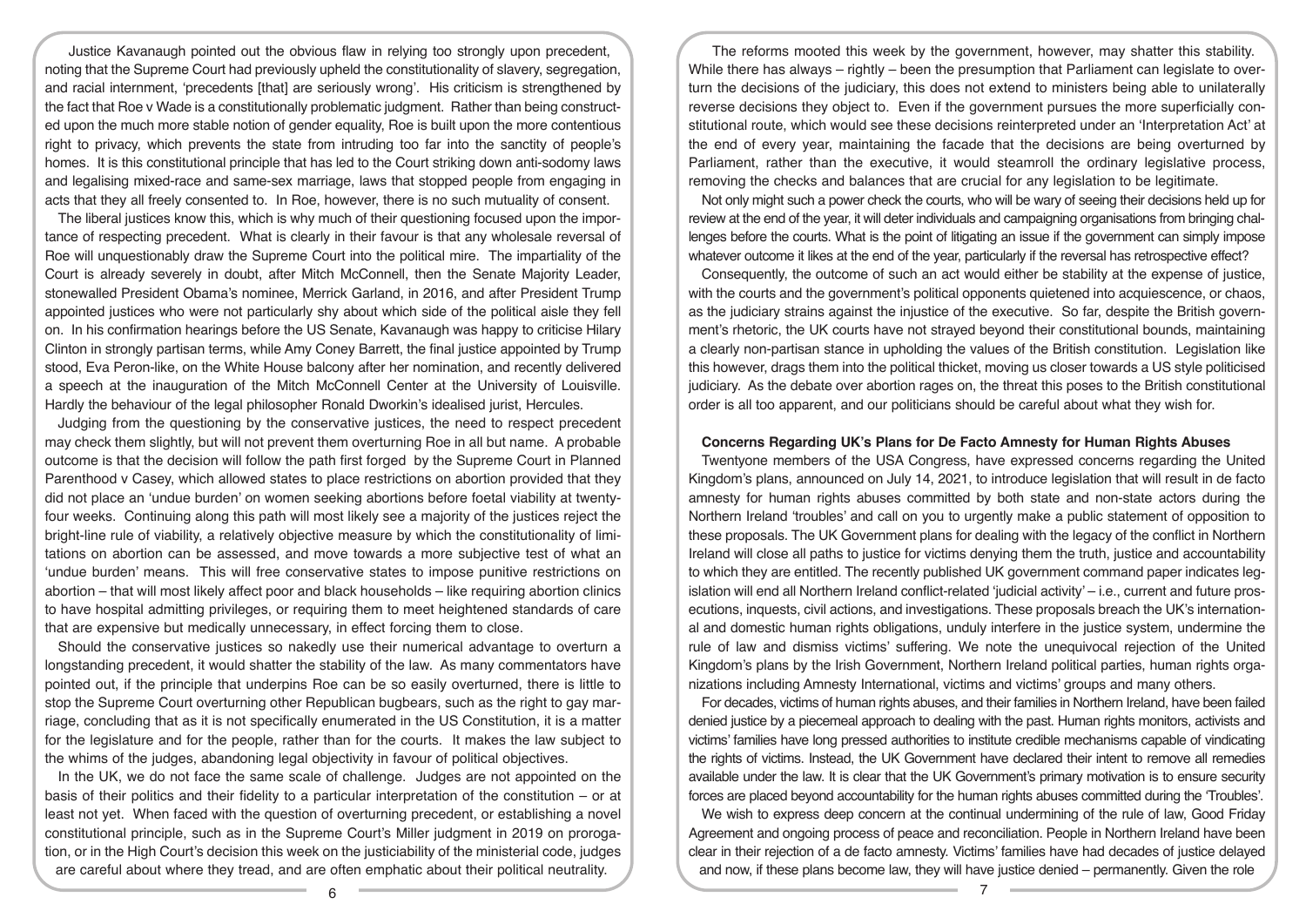Justice Kavanaugh pointed out the obvious flaw in relying too strongly upon precedent, noting that the Supreme Court had previously upheld the constitutionality of slavery, segregation, and racial internment, 'precedents [that] are seriously wrong'. His criticism is strengthened by the fact that Roe v Wade is a constitutionally problematic judgment. Rather than being constructed upon the much more stable notion of gender equality, Roe is built upon the more contentious right to privacy, which prevents the state from intruding too far into the sanctity of people's homes. It is this constitutional principle that has led to the Court striking down anti-sodomy laws and legalising mixed-race and same-sex marriage, laws that stopped people from engaging in acts that they all freely consented to. In Roe, however, there is no such mutuality of consent.

The liberal justices know this, which is why much of their questioning focused upon the importance of respecting precedent. What is clearly in their favour is that any wholesale reversal of Roe will unquestionably draw the Supreme Court into the political mire. The impartiality of the Court is already severely in doubt, after Mitch McConnell, then the Senate Majority Leader, stonewalled President Obama's nominee, Merrick Garland, in 2016, and after President Trump appointed justices who were not particularly shy about which side of the political aisle they fell on. In his confirmation hearings before the US Senate, Kavanaugh was happy to criticise Hilary Clinton in strongly partisan terms, while Amy Coney Barrett, the final justice appointed by Trump stood, Eva Peron-like, on the White House balcony after her nomination, and recently delivered a speech at the inauguration of the Mitch McConnell Center at the University of Louisville. Hardly the behaviour of the legal philosopher Ronald Dworkin's idealised jurist, Hercules.

Judging from the questioning by the conservative justices, the need to respect precedent may check them slightly, but will not prevent them overturning Roe in all but name. A probable outcome is that the decision will follow the path first forged by the Supreme Court in Planned Parenthood v Casey, which allowed states to place restrictions on abortion provided that they did not place an 'undue burden' on women seeking abortions before foetal viability at twenty-four weeks. Continuing along this path will most likely see a majority of the justices reject the bright-line rule of viability, a relatively objective measure by which the constitutionality of limitations on abortion can be assessed, and move towards a more subjective test of what an 'undue burden' means. This will free conservative states to impose punitive restrictions on abortion – that will most likely affect poor and black households – like requiring abortion clinics to have hospital admitting privileges, or requiring them to meet heightened standards of care that are expensive but medically unnecessary, in effect forcing them to close.

Should the conservative justices so nakedly use their numerical advantage to overturn a longstanding precedent, it would shatter the stability of the law. As many commentators have pointed out, if the principle that underpins Roe can be so easily overturned, there is little to stop the Supreme Court overturning other Republican bugbears, such as the right to gay marriage, concluding that as it is not specifically enumerated in the US Constitution, it is a matter for the legislature and for the people, rather than for the courts. It makes the law subject to the whims of the judges, abandoning legal objectivity in favour of political objectives.

In the UK, we do not face the same scale of challenge. Judges are not appointed on the basis of their politics and their fidelity to a particular interpretation of the constitution – or at least not yet. When faced with the question of overturning precedent, or establishing a novel constitutional principle, such as in the Supreme Court's Miller judgment in 2019 on prorogation, or in the High Court's decision this week on the justiciability of the ministerial code, judges are careful about where they tread, and are often emphatic about their political neutrality.

The reforms mooted this week by the government, however, may shatter this stability. While there has always – rightly – been the presumption that Parliament can legislate to overturn the decisions of the judiciary, this does not extend to ministers being able to unilaterally reverse decisions they object to. Even if the government pursues the more superficially constitutional route, which would see these decisions reinterpreted under an 'Interpretation Act' at the end of every year, maintaining the facade that the decisions are being overturned by Parliament, rather than the executive, it would steamroll the ordinary legislative process, removing the checks and balances that are crucial for any legislation to be legitimate.

Not only might such a power check the courts, who will be wary of seeing their decisions held up for review at the end of the year, it will deter individuals and campaigning organisations from bringing challenges before the courts. What is the point of litigating an issue if the government can simply impose whatever outcome it likes at the end of the year, particularly if the reversal has retrospective effect?

Consequently, the outcome of such an act would either be stability at the expense of justice, with the courts and the government's political opponents quietened into acquiescence, or chaos, as the judiciary strains against the injustice of the executive. So far, despite the British government's rhetoric, the UK courts have not strayed beyond their constitutional bounds, maintaining a clearly non-partisan stance in upholding the values of the British constitution. Legislation like this however, drags them into the political thicket, moving us closer towards a US style politicised judiciary. As the debate over abortion rages on, the threat this poses to the British constitutional order is all too apparent, and our politicians should be careful about what they wish for.

**Concerns Regarding UK's Plans for De Facto Amnesty for Human Rights Abuses**

Twentyone members of the USA Congress, have expressed concerns regarding the United Kingdom's plans, announced on July 14, 2021, to introduce legislation that will result in de facto amnesty for human rights abuses committed by both state and non-state actors during the Northern Ireland 'troubles' and call on you to urgently make a public statement of opposition to these proposals. The UK Government plans for dealing with the legacy of the conflict in Northern Ireland will close all paths to justice for victims denying them the truth, justice and accountability to which they are entitled. The recently published UK government command paper indicates legislation will end all Northern Ireland conflict-related 'judicial activity' – i.e., current and future prosecutions, inquests, civil actions, and investigations. These proposals breach the UK's international and domestic human rights obligations, unduly interfere in the justice system, undermine the rule of law and dismiss victims' suffering. We note the unequivocal rejection of the United Kingdom's plans by the Irish Government, Northern Ireland political parties, human rights organizations including Amnesty International, victims and victims' groups and many others.

For decades, victims of human rights abuses, and their families in Northern Ireland, have been failed denied justice by a piecemeal approach to dealing with the past. Human rights monitors, activists and victims' families have long pressed authorities to institute credible mechanisms capable of vindicating the rights of victims. Instead, the UK Government have declared their intent to remove all remedies available under the law. It is clear that the UK Government's primary motivation is to ensure security forces are placed beyond accountability for the human rights abuses committed during the 'Troubles'.

We wish to express deep concern at the continual undermining of the rule of law, Good Friday Agreement and ongoing process of peace and reconciliation. People in Northern Ireland have been clear in their rejection of a de facto amnesty. Victims' families have had decades of justice delayed and now, if these plans become law, they will have justice denied – permanently. Given the role